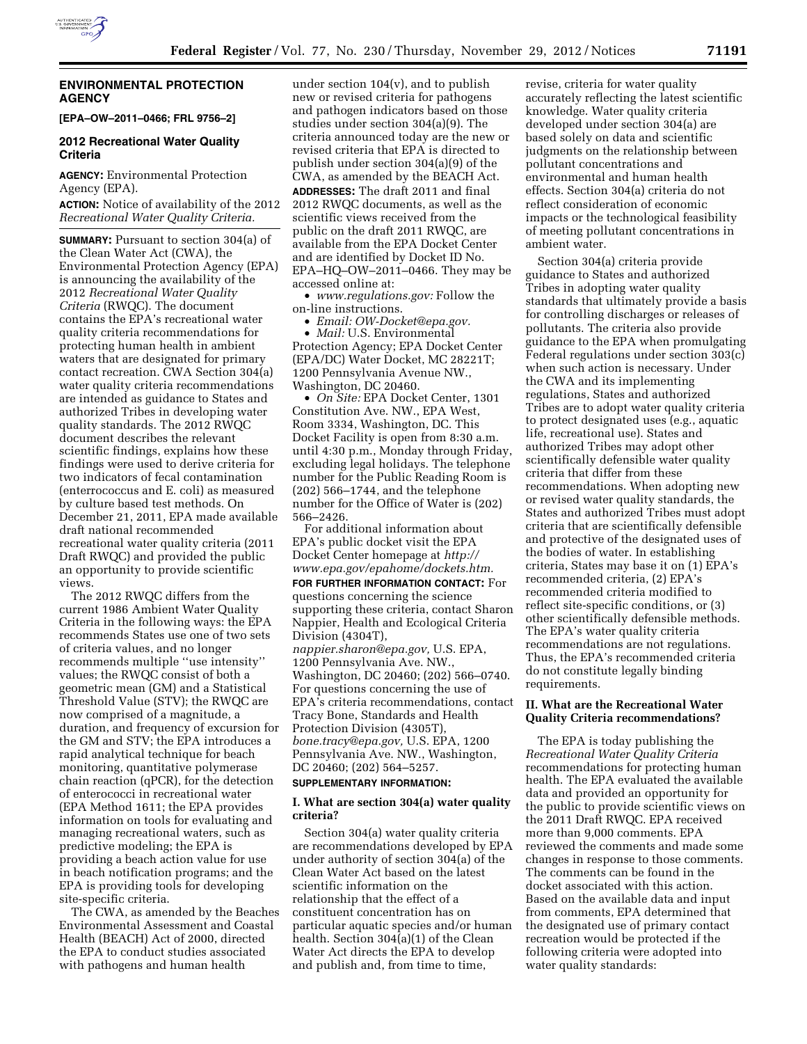## ENVIRONMENTAL PROTECTION AGENCY

**[EPA–OW–2011–0466; FRL 9756–2]**

### 2012 Recreational Water Quality Criteria

**AGENCY:** Environmental Protection Agency (EPA).

**ACTION:** Notice of availability of the 2012 *Recreational Water Quality Criteria.*

**SUMMARY:** Pursuant to section 304(a) of the Clean Water Act (CWA), the Environmental Protection Agency (EPA) is announcing the availability of the 2012 *Recreational Water Quality Criteria* (RWQC). The document contains the EPA's recreational water quality criteria recommendations for protecting human health in ambient waters that are designated for primary contact recreation. CWA Section 304(a) water quality criteria recommendations are intended as guidance to States and authorized Tribes in developing water quality standards. The 2012 RWQC document describes the relevant scientific findings, explains how these findings were used to derive criteria for two indicators of fecal contamination (enterococcus and E. coli) as measured by culture based test methods. On December 21, 2011, EPA made available draft national recommended recreational water quality criteria (2011 Draft RWQC) and provided the public an opportunity to provide scientific views.

The 2012 RWQC differs from the current 1986 Ambient Water Quality Criteria in the following ways: the EPA recommends States use one of two sets of criteria values, and no longer recommends multiple ''use intensity'' values; the RWQC consist of both a geometric mean (GM) and a Statistical Threshold Value (STV); the RWQC are now comprised of a magnitude, a duration, and frequency of excursion for the GM and STV; the EPA introduces a rapid analytical technique for beach monitoring, quantitative polymerase chain reaction (qPCR), for the detection of enterococci in recreational water (EPA Method 1611; the EPA provides information on tools for evaluating and managing recreational waters, such as predictive modeling; the EPA is providing a beach action value for use in beach notification programs; and the EPA is providing tools for developing site-specific criteria.

The CWA, as amended by the Beaches Environmental Assessment and Coastal Health (BEACH) Act of 2000, directed the EPA to conduct studies associated with pathogens and human health under section 104(v), and to publish new or revised criteria for pathogens and pathogen indicators based on those studies under section 304(a)(9). The criteria announced today are the new or revised criteria that EPA is directed to publish under section 304(a)(9) of the CWA, as amended by the BEACH Act.

**ADDRESSES:** The draft 2011 and final 2012 RWQC documents, as well as the scientific views received from the public on the draft 2011 RWQC, are available from the EPA Docket Center and are identified by Docket ID No. EPA–HQ–OW–2011–0466. They may be accessed online at:

- *www.regulations.gov:* Follow the on-line instructions.
- *Email: OW-Docket@epa.gov.*
- *Mail:* U.S. Environmental Protection Agency; EPA Docket Center (EPA/DC) Water Docket, MC 28221T; 1200 Pennsylvania Avenue NW., Washington, DC 20460.
- *On Site:* EPA Docket Center, 1301 Constitution Ave. NW., EPA West, Room 3334, Washington, DC. This Docket Facility is open from 8:30 a.m. until 4:30 p.m., Monday through Friday, excluding legal holidays. The telephone number for the Public Reading Room is (202) 566–1744, and the telephone number for the Office of Water is (202) 566–2426.

For additional information about EPA's public docket visit the EPA Docket Center homepage at *http://www.epa.gov/epahome/dockets.htm.*

**FOR FURTHER INFORMATION CONTACT:** For questions concerning the science supporting these criteria, contact Sharon Nappier, Health and Ecological Criteria Division (4304T), *nappier.sharon@epa.gov,* U.S. EPA, 1200 Pennsylvania Ave. NW., Washington, DC 20460; (202) 566–0740. For questions concerning the use of EPA's criteria recommendations, contact Tracy Bone, Standards and Health Protection Division (4305T), *bone.tracy@epa.gov,* U.S. EPA, 1200 Pennsylvania Ave. NW., Washington, DC 20460; (202) 564–5257.

**SUPPLEMENTARY INFORMATION:**

### I. What are section 304(a) water quality criteria?

Section 304(a) water quality criteria are recommendations developed by EPA under authority of section 304(a) of the Clean Water Act based on the latest scientific information on the relationship that the effect of a constituent concentration has on particular aquatic species and/or human health. Section 304(a)(1) of the Clean Water Act directs the EPA to develop and publish and, from time to time, revise, criteria for water quality accurately reflecting the latest scientific knowledge. Water quality criteria developed under section 304(a) are based solely on data and scientific judgments on the relationship between pollutant concentrations and environmental and human health effects. Section 304(a) criteria do not reflect consideration of economic impacts or the technological feasibility of meeting pollutant concentrations in ambient water.

Section 304(a) criteria provide guidance to States and authorized Tribes in adopting water quality standards that ultimately provide a basis for controlling discharges or releases of pollutants. The criteria also provide guidance to the EPA when promulgating Federal regulations under section 303(c) when such action is necessary. Under the CWA and its implementing regulations, States and authorized Tribes are to adopt water quality criteria to protect designated uses (e.g., aquatic life, recreational use). States and authorized Tribes may adopt other scientifically defensible water quality criteria that differ from these recommendations. When adopting new or revised water quality standards, the States and authorized Tribes must adopt criteria that are scientifically defensible and protective of the designated uses of the bodies of water. In establishing criteria, States may base it on (1) EPA's recommended criteria, (2) EPA's recommended criteria modified to reflect site-specific conditions, or (3) other scientifically defensible methods. The EPA's water quality criteria recommendations are not regulations. Thus, the EPA's recommended criteria do not constitute legally binding requirements.

### II. What are the Recreational Water Quality Criteria recommendations?

The EPA is today publishing the *Recreational Water Quality Criteria* recommendations for protecting human health. The EPA evaluated the available data and provided an opportunity for the public to provide scientific views on the 2011 Draft RWQC. EPA received more than 9,000 comments. EPA reviewed the comments and made some changes in response to those comments. The comments can be found in the docket associated with this action. Based on the available data and input from comments, EPA determined that the designated use of primary contact recreation would be protected if the following criteria were adopted into water quality standards: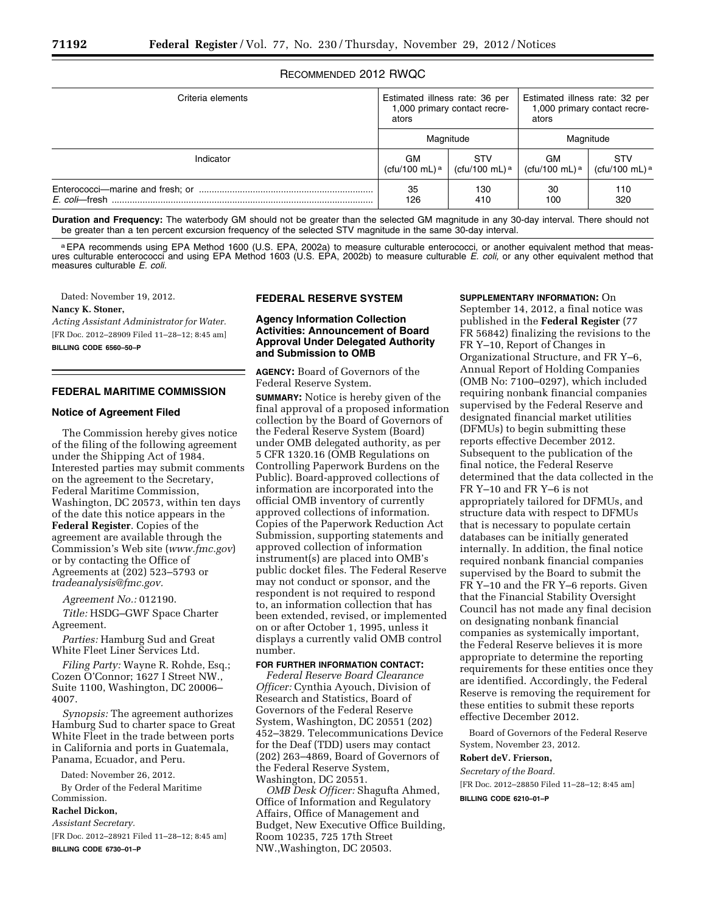## RECOMMENDED 2012 RWQC

| Criteria elements | Estimated illness rate: 36 per 1,000 primary contact recreators | | Estimated illness rate: 32 per 1,000 primary contact recreators | |
|---|---|---|---|---|
| | Magnitude | | Magnitude | |
| Indicator | GM (cfu/100 mL) [a] | STV (cfu/100 mL) [a] | GM (cfu/100 mL) [a] | STV (cfu/100 mL) [a] |
| Enterococci—marine and fresh; or | 35 | 130 | 30 | 110 |
| *E. coli*—fresh | 126 | 410 | 100 | 320 |

**Duration and Frequency:** The waterbody GM should not be greater than the selected GM magnitude in any 30-day interval. There should not be greater than a ten percent excursion frequency of the selected STV magnitude in the same 30-day interval.

[a] EPA recommends using EPA Method 1600 (U.S. EPA, 2002a) to measure culturable enterococci, or another equivalent method that measures culturable enterococci and using EPA Method 1603 (U.S. EPA, 2002b) to measure culturable *E. coli,* or any other equivalent method that measures culturable *E. coli.*

Dated: November 19, 2012.

**Nancy K. Stoner,**

*Acting Assistant Administrator for Water.*

[FR Doc. 2012–28909 Filed 11–28–12; 8:45 am]

**BILLING CODE 6560–50–P**

## FEDERAL MARITIME COMMISSION

### Notice of Agreement Filed

The Commission hereby gives notice of the filing of the following agreement under the Shipping Act of 1984. Interested parties may submit comments on the agreement to the Secretary, Federal Maritime Commission, Washington, DC 20573, within ten days of the date this notice appears in the **Federal Register**. Copies of the agreement are available through the Commission's Web site (*www.fmc.gov*) or by contacting the Office of Agreements at (202) 523–5793 or *tradeanalysis@fmc.gov.*

*Agreement No.:* 012190.

*Title:* HSDG–GWF Space Charter Agreement.

*Parties:* Hamburg Sud and Great White Fleet Liner Services Ltd.

*Filing Party:* Wayne R. Rohde, Esq.; Cozen O'Connor; 1627 I Street NW., Suite 1100, Washington, DC 20006–4007.

*Synopsis:* The agreement authorizes Hamburg Sud to charter space to Great White Fleet in the trade between ports in California and ports in Guatemala, Panama, Ecuador, and Peru.

Dated: November 26, 2012.

By Order of the Federal Maritime Commission.

**Rachel Dickon,**

*Assistant Secretary.*

[FR Doc. 2012–28921 Filed 11–28–12; 8:45 am]

**BILLING CODE 6730–01–P**

## FEDERAL RESERVE SYSTEM

### Agency Information Collection Activities: Announcement of Board Approval Under Delegated Authority and Submission to OMB

**AGENCY:** Board of Governors of the Federal Reserve System.

**SUMMARY:** Notice is hereby given of the final approval of a proposed information collection by the Board of Governors of the Federal Reserve System (Board) under OMB delegated authority, as per 5 CFR 1320.16 (OMB Regulations on Controlling Paperwork Burdens on the Public). Board-approved collections of information are incorporated into the official OMB inventory of currently approved collections of information. Copies of the Paperwork Reduction Act Submission, supporting statements and approved collection of information instrument(s) are placed into OMB's public docket files. The Federal Reserve may not conduct or sponsor, and the respondent is not required to respond to, an information collection that has been extended, revised, or implemented on or after October 1, 1995, unless it displays a currently valid OMB control number.

**FOR FURTHER INFORMATION CONTACT:**

*Federal Reserve Board Clearance Officer:* Cynthia Ayouch, Division of Research and Statistics, Board of Governors of the Federal Reserve System, Washington, DC 20551 (202) 452–3829. Telecommunications Device for the Deaf (TDD) users may contact (202) 263–4869, Board of Governors of the Federal Reserve System, Washington, DC 20551.

*OMB Desk Officer:* Shagufta Ahmed, Office of Information and Regulatory Affairs, Office of Management and Budget, New Executive Office Building, Room 10235, 725 17th Street NW.,Washington, DC 20503.

**SUPPLEMENTARY INFORMATION:** On September 14, 2012, a final notice was published in the **Federal Register** (77 FR 56842) finalizing the revisions to the FR Y–10, Report of Changes in Organizational Structure, and FR Y–6, Annual Report of Holding Companies (OMB No: 7100–0297), which included requiring nonbank financial companies supervised by the Federal Reserve and designated financial market utilities (DFMUs) to begin submitting these reports effective December 2012. Subsequent to the publication of the final notice, the Federal Reserve determined that the data collected in the FR Y–10 and FR Y–6 is not appropriately tailored for DFMUs, and structure data with respect to DFMUs that is necessary to populate certain databases can be initially generated internally. In addition, the final notice required nonbank financial companies supervised by the Board to submit the FR Y–10 and the FR Y–6 reports. Given that the Financial Stability Oversight Council has not made any final decision on designating nonbank financial companies as systemically important, the Federal Reserve believes it is more appropriate to determine the reporting requirements for these entities once they are identified. Accordingly, the Federal Reserve is removing the requirement for these entities to submit these reports effective December 2012.

Board of Governors of the Federal Reserve System, November 23, 2012.

**Robert deV. Frierson,**

*Secretary of the Board.*

[FR Doc. 2012–28850 Filed 11–28–12; 8:45 am]

**BILLING CODE 6210–01–P**